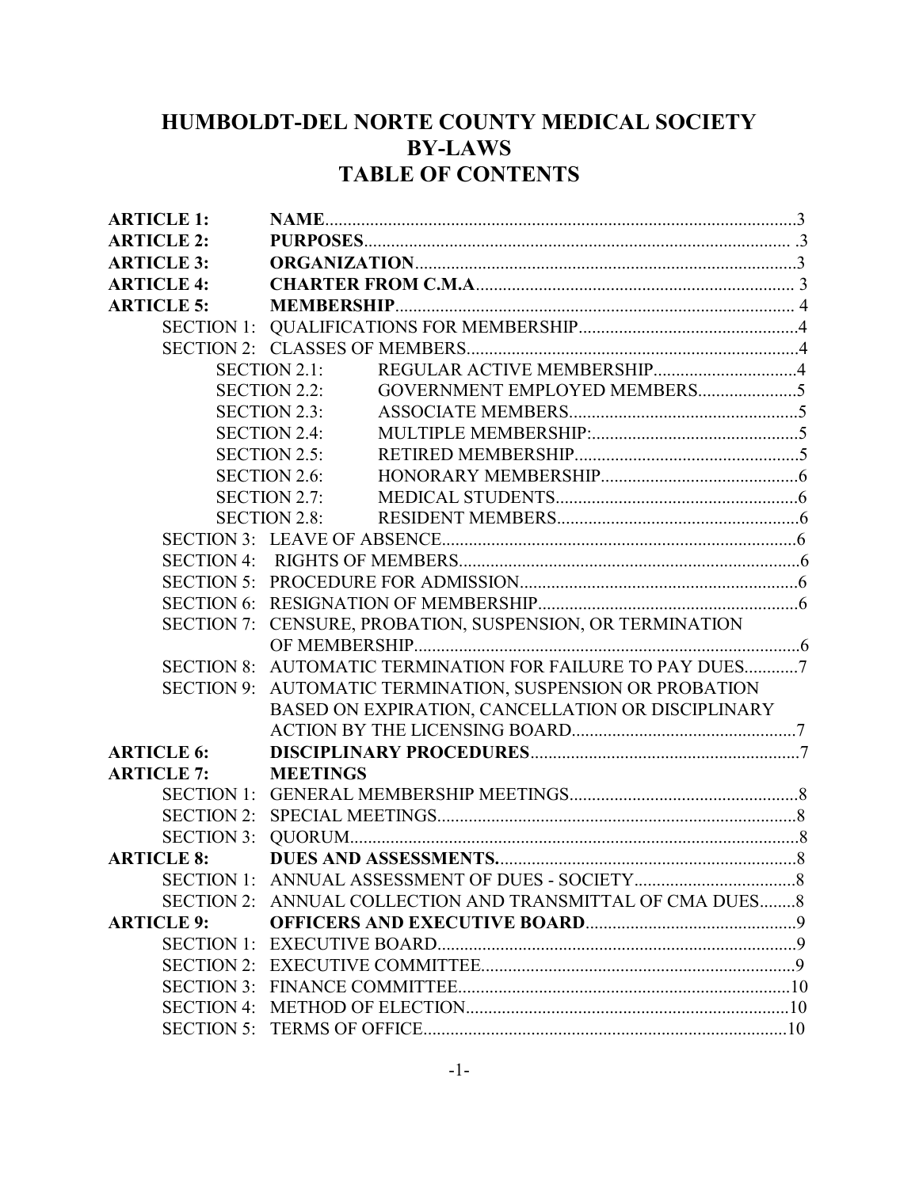# HUMBOLDT-DEL NORTE COUNTY MEDICAL SOCIETY
# BY-LAWS
# TABLE OF CONTENTS

**ARTICLE 1:** **NAME**........................................................................................................3
**ARTICLE 2:** **PURPOSES**............................................................................................... .3
**ARTICLE 3:** **ORGANIZATION**.....................................................................................3
**ARTICLE 4:** **CHARTER FROM C.M.A**....................................................................... 3
**ARTICLE 5:** **MEMBERSHIP**......................................................................................... 4
- SECTION 1: QUALIFICATIONS FOR MEMBERSHIP.................................................4
- SECTION 2: CLASSES OF MEMBERS..........................................................................4
  - SECTION 2.1: REGULAR ACTIVE MEMBERSHIP................................4
  - SECTION 2.2: GOVERNMENT EMPLOYED MEMBERS......................5
  - SECTION 2.3: ASSOCIATE MEMBERS...................................................5
  - SECTION 2.4: MULTIPLE MEMBERSHIP:..............................................5
  - SECTION 2.5: RETIRED MEMBERSHIP..................................................5
  - SECTION 2.6: HONORARY MEMBERSHIP............................................6
  - SECTION 2.7: MEDICAL STUDENTS......................................................6
  - SECTION 2.8: RESIDENT MEMBERS......................................................6
- SECTION 3: LEAVE OF ABSENCE...............................................................................6
- SECTION 4: RIGHTS OF MEMBERS............................................................................6
- SECTION 5: PROCEDURE FOR ADMISSION..............................................................6
- SECTION 6: RESIGNATION OF MEMBERSHIP...........................................................6
- SECTION 7: CENSURE, PROBATION, SUSPENSION, OR TERMINATION OF MEMBERSHIP......................................................................................................6
- SECTION 8: AUTOMATIC TERMINATION FOR FAILURE TO PAY DUES............7
- SECTION 9: AUTOMATIC TERMINATION, SUSPENSION OR PROBATION BASED ON EXPIRATION, CANCELLATION OR DISCIPLINARY ACTION BY THE LICENSING BOARD..................................................7

**ARTICLE 6:** **DISCIPLINARY PROCEDURES**............................................................7
**ARTICLE 7:** **MEETINGS**
- SECTION 1: GENERAL MEMBERSHIP MEETINGS...................................................8
- SECTION 2: SPECIAL MEETINGS................................................................................8
- SECTION 3: QUORUM....................................................................................................8

**ARTICLE 8:** **DUES AND ASSESSMENTS.**..................................................................8
- SECTION 1: ANNUAL ASSESSMENT OF DUES - SOCIETY....................................8
- SECTION 2: ANNUAL COLLECTION AND TRANSMITTAL OF CMA DUES........8

**ARTICLE 9:** **OFFICERS AND EXECUTIVE BOARD**...............................................9
- SECTION 1: EXECUTIVE BOARD................................................................................9
- SECTION 2: EXECUTIVE COMMITTEE.....................................................................9
- SECTION 3: FINANCE COMMITTEE..........................................................................10
- SECTION 4: METHOD OF ELECTION........................................................................10
- SECTION 5: TERMS OF OFFICE.................................................................................10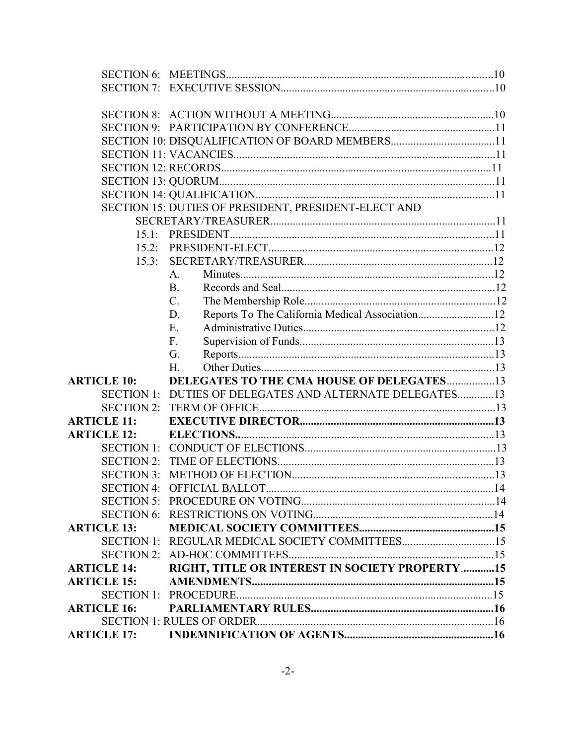SECTION 6: MEETINGS..............................................................................................10
SECTION 7: EXECUTIVE SESSION..........................................................................10

SECTION 8: ACTION WITHOUT A MEETING.........................................................10
SECTION 9: PARTICIPATION BY CONFERENCE...................................................11
SECTION 10: DISQUALIFICATION OF BOARD MEMBERS....................................11
SECTION 11: VACANCIES...........................................................................................11
SECTION 12: RECORDS................................................................................................11
SECTION 13: QUORUM.................................................................................................11
SECTION 14: QUALIFICATION....................................................................................11
SECTION 15: DUTIES OF PRESIDENT, PRESIDENT-ELECT AND SECRETARY/TREASURER..............................................................................11
- 15.1: PRESIDENT.............................................................................................11
- 15.2: PRESIDENT-ELECT...............................................................................12
- 15.3: SECRETARY/TREASURER..................................................................12
  - A. Minutes..........................................................................................12
  - B. Records and Seal............................................................................12
  - C. The Membership Role....................................................................12
  - D. Reports To The California Medical Association...........................12
  - E. Administrative Duties....................................................................12
  - F. Supervision of Funds.....................................................................13
  - G. Reports...........................................................................................13
  - H. Other Duties...................................................................................13

**ARTICLE 10: DELEGATES TO THE CMA HOUSE OF DELEGATES**.................13
SECTION 1: DUTIES OF DELEGATES AND ALTERNATE DELEGATES.............13
SECTION 2: TERM OF OFFICE....................................................................................13

**ARTICLE 11: EXECUTIVE DIRECTOR....................................................................13**

**ARTICLE 12: ELECTIONS.**...........................................................................................13
SECTION 1: CONDUCT OF ELECTIONS....................................................................13
SECTION 2: TIME OF ELECTIONS.............................................................................13
SECTION 3: METHOD OF ELECTION........................................................................13
SECTION 4: OFFICIAL BALLOT.................................................................................14
SECTION 5: PROCEDURE ON VOTING.....................................................................14
SECTION 6: RESTRICTIONS ON VOTING.................................................................14

**ARTICLE 13: MEDICAL SOCIETY COMMITTEES...............................................15**
SECTION 1: REGULAR MEDICAL SOCIETY COMMITTEES.................................15
SECTION 2: AD-HOC COMMITTEES.........................................................................15

**ARTICLE 14: RIGHT, TITLE OR INTEREST IN SOCIETY PROPERTY............15**

**ARTICLE 15: AMENDMENTS.....................................................................................15**
SECTION 1: PROCEDURE............................................................................................15

**ARTICLE 16: PARLIAMENTARY RULES................................................................16**
SECTION 1: RULES OF ORDER....................................................................................16

**ARTICLE 17: INDEMNIFICATION OF AGENTS....................................................16**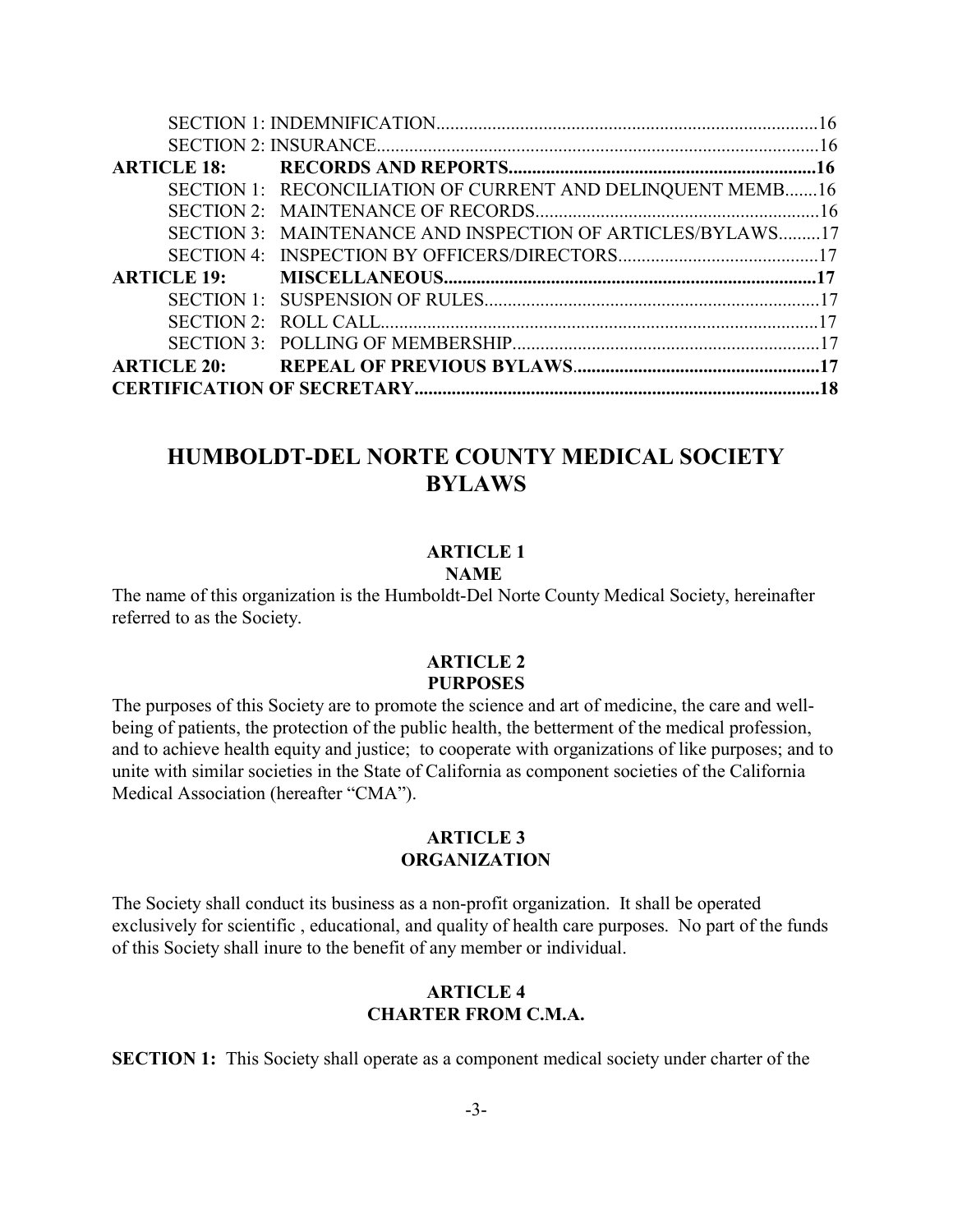SECTION 1: INDEMNIFICATION .......... 16
SECTION 2: INSURANCE .......... 16

**ARTICLE 18: RECORDS AND REPORTS .......... 16**

SECTION 1: RECONCILIATION OF CURRENT AND DELINQUENT MEMB .......... 16
SECTION 2: MAINTENANCE OF RECORDS .......... 16
SECTION 3: MAINTENANCE AND INSPECTION OF ARTICLES/BYLAWS .......... 17
SECTION 4: INSPECTION BY OFFICERS/DIRECTORS .......... 17

**ARTICLE 19: MISCELLANEOUS .......... 17**

SECTION 1: SUSPENSION OF RULES .......... 17
SECTION 2: ROLL CALL .......... 17
SECTION 3: POLLING OF MEMBERSHIP .......... 17

**ARTICLE 20: REPEAL OF PREVIOUS BYLAWS .......... 17**

**CERTIFICATION OF SECRETARY .......... 18**

# HUMBOLDT-DEL NORTE COUNTY MEDICAL SOCIETY BYLAWS

## ARTICLE 1
## NAME

The name of this organization is the Humboldt-Del Norte County Medical Society, hereinafter referred to as the Society.

## ARTICLE 2
## PURPOSES

The purposes of this Society are to promote the science and art of medicine, the care and well-being of patients, the protection of the public health, the betterment of the medical profession, and to achieve health equity and justice; to cooperate with organizations of like purposes; and to unite with similar societies in the State of California as component societies of the California Medical Association (hereafter "CMA").

## ARTICLE 3
## ORGANIZATION

The Society shall conduct its business as a non-profit organization. It shall be operated exclusively for scientific , educational, and quality of health care purposes. No part of the funds of this Society shall inure to the benefit of any member or individual.

## ARTICLE 4
## CHARTER FROM C.M.A.

**SECTION 1:** This Society shall operate as a component medical society under charter of the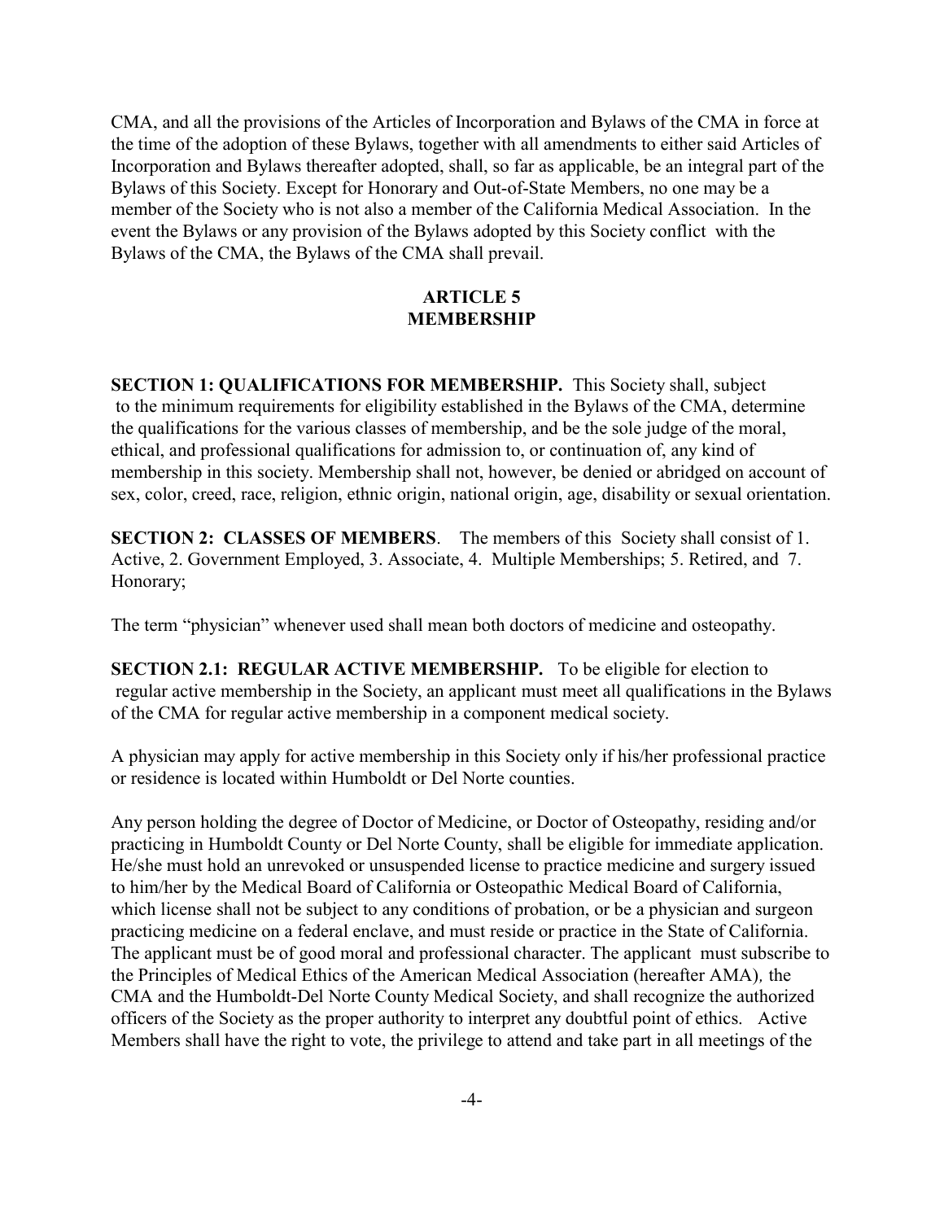CMA, and all the provisions of the Articles of Incorporation and Bylaws of the CMA in force at the time of the adoption of these Bylaws, together with all amendments to either said Articles of Incorporation and Bylaws thereafter adopted, shall, so far as applicable, be an integral part of the Bylaws of this Society. Except for Honorary and Out-of-State Members, no one may be a member of the Society who is not also a member of the California Medical Association. In the event the Bylaws or any provision of the Bylaws adopted by this Society conflict with the Bylaws of the CMA, the Bylaws of the CMA shall prevail.

## ARTICLE 5
## MEMBERSHIP

**SECTION 1: QUALIFICATIONS FOR MEMBERSHIP.** This Society shall, subject to the minimum requirements for eligibility established in the Bylaws of the CMA, determine the qualifications for the various classes of membership, and be the sole judge of the moral, ethical, and professional qualifications for admission to, or continuation of, any kind of membership in this society. Membership shall not, however, be denied or abridged on account of sex, color, creed, race, religion, ethnic origin, national origin, age, disability or sexual orientation.

**SECTION 2: CLASSES OF MEMBERS**. The members of this Society shall consist of 1. Active, 2. Government Employed, 3. Associate, 4. Multiple Memberships; 5. Retired, and 7. Honorary;

The term "physician" whenever used shall mean both doctors of medicine and osteopathy.

**SECTION 2.1: REGULAR ACTIVE MEMBERSHIP.** To be eligible for election to regular active membership in the Society, an applicant must meet all qualifications in the Bylaws of the CMA for regular active membership in a component medical society.

A physician may apply for active membership in this Society only if his/her professional practice or residence is located within Humboldt or Del Norte counties.

Any person holding the degree of Doctor of Medicine, or Doctor of Osteopathy, residing and/or practicing in Humboldt County or Del Norte County, shall be eligible for immediate application. He/she must hold an unrevoked or unsuspended license to practice medicine and surgery issued to him/her by the Medical Board of California or Osteopathic Medical Board of California, which license shall not be subject to any conditions of probation, or be a physician and surgeon practicing medicine on a federal enclave, and must reside or practice in the State of California. The applicant must be of good moral and professional character. The applicant must subscribe to the Principles of Medical Ethics of the American Medical Association (hereafter AMA), the CMA and the Humboldt-Del Norte County Medical Society, and shall recognize the authorized officers of the Society as the proper authority to interpret any doubtful point of ethics. Active Members shall have the right to vote, the privilege to attend and take part in all meetings of the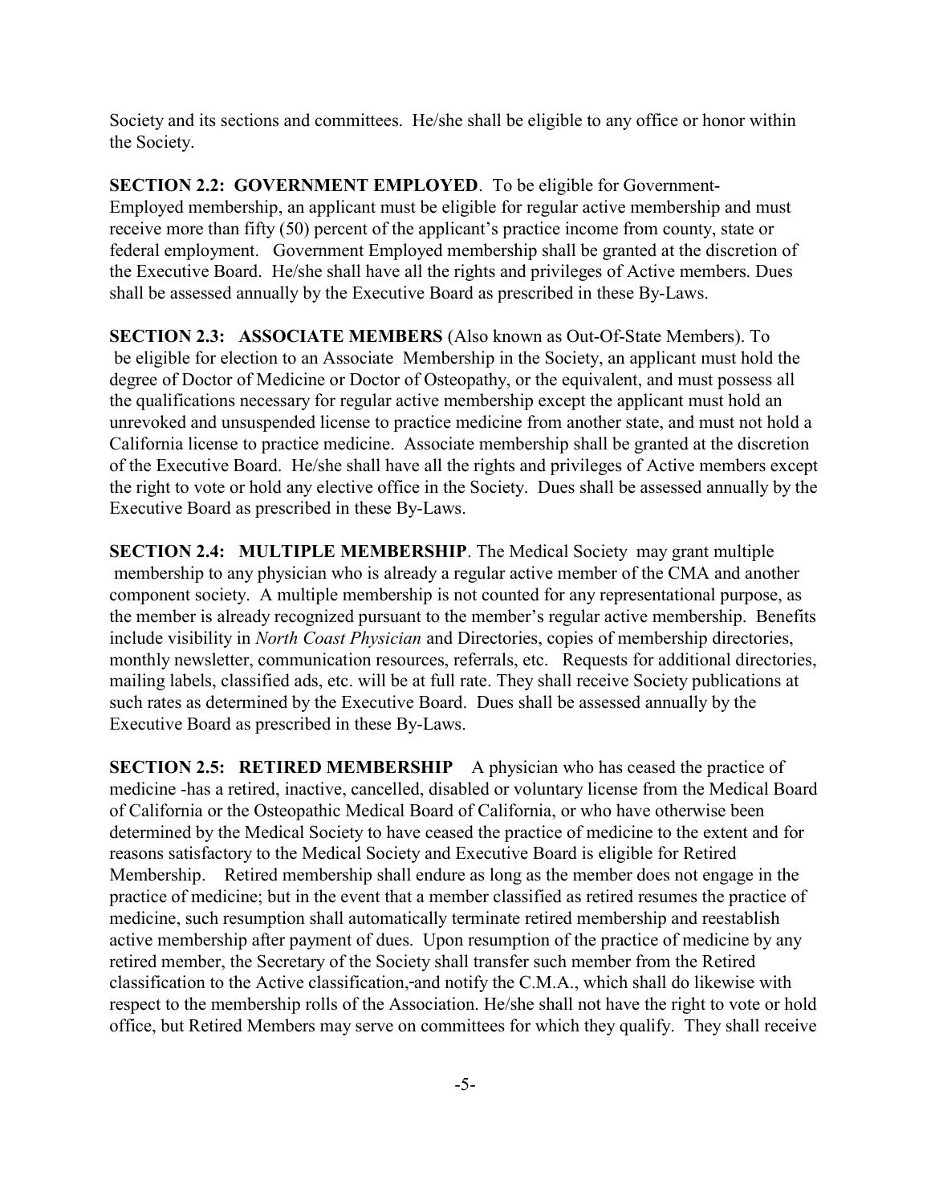Society and its sections and committees. He/she shall be eligible to any office or honor within the Society.

**SECTION 2.2: GOVERNMENT EMPLOYED**. To be eligible for Government-Employed membership, an applicant must be eligible for regular active membership and must receive more than fifty (50) percent of the applicant's practice income from county, state or federal employment. Government Employed membership shall be granted at the discretion of the Executive Board. He/she shall have all the rights and privileges of Active members. Dues shall be assessed annually by the Executive Board as prescribed in these By-Laws.

**SECTION 2.3: ASSOCIATE MEMBERS** (Also known as Out-Of-State Members). To be eligible for election to an Associate Membership in the Society, an applicant must hold the degree of Doctor of Medicine or Doctor of Osteopathy, or the equivalent, and must possess all the qualifications necessary for regular active membership except the applicant must hold an unrevoked and unsuspended license to practice medicine from another state, and must not hold a California license to practice medicine. Associate membership shall be granted at the discretion of the Executive Board. He/she shall have all the rights and privileges of Active members except the right to vote or hold any elective office in the Society. Dues shall be assessed annually by the Executive Board as prescribed in these By-Laws.

**SECTION 2.4: MULTIPLE MEMBERSHIP**. The Medical Society may grant multiple membership to any physician who is already a regular active member of the CMA and another component society. A multiple membership is not counted for any representational purpose, as the member is already recognized pursuant to the member's regular active membership. Benefits include visibility in *North Coast Physician* and Directories, copies of membership directories, monthly newsletter, communication resources, referrals, etc. Requests for additional directories, mailing labels, classified ads, etc. will be at full rate. They shall receive Society publications at such rates as determined by the Executive Board. Dues shall be assessed annually by the Executive Board as prescribed in these By-Laws.

**SECTION 2.5: RETIRED MEMBERSHIP** A physician who has ceased the practice of medicine -has a retired, inactive, cancelled, disabled or voluntary license from the Medical Board of California or the Osteopathic Medical Board of California, or who have otherwise been determined by the Medical Society to have ceased the practice of medicine to the extent and for reasons satisfactory to the Medical Society and Executive Board is eligible for Retired Membership. Retired membership shall endure as long as the member does not engage in the practice of medicine; but in the event that a member classified as retired resumes the practice of medicine, such resumption shall automatically terminate retired membership and reestablish active membership after payment of dues. Upon resumption of the practice of medicine by any retired member, the Secretary of the Society shall transfer such member from the Retired classification to the Active classification,-and notify the C.M.A., which shall do likewise with respect to the membership rolls of the Association. He/she shall not have the right to vote or hold office, but Retired Members may serve on committees for which they qualify. They shall receive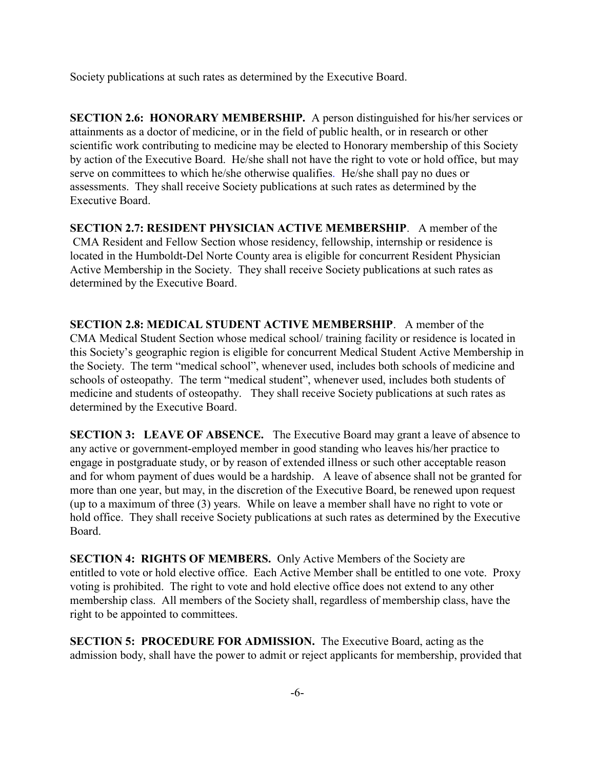Society publications at such rates as determined by the Executive Board.

**SECTION 2.6: HONORARY MEMBERSHIP.** A person distinguished for his/her services or attainments as a doctor of medicine, or in the field of public health, or in research or other scientific work contributing to medicine may be elected to Honorary membership of this Society by action of the Executive Board. He/she shall not have the right to vote or hold office, but may serve on committees to which he/she otherwise qualifies. He/she shall pay no dues or assessments. They shall receive Society publications at such rates as determined by the Executive Board.

**SECTION 2.7: RESIDENT PHYSICIAN ACTIVE MEMBERSHIP**. A member of the CMA Resident and Fellow Section whose residency, fellowship, internship or residence is located in the Humboldt-Del Norte County area is eligible for concurrent Resident Physician Active Membership in the Society. They shall receive Society publications at such rates as determined by the Executive Board.

**SECTION 2.8: MEDICAL STUDENT ACTIVE MEMBERSHIP**. A member of the CMA Medical Student Section whose medical school/ training facility or residence is located in this Society's geographic region is eligible for concurrent Medical Student Active Membership in the Society. The term "medical school", whenever used, includes both schools of medicine and schools of osteopathy. The term "medical student", whenever used, includes both students of medicine and students of osteopathy. They shall receive Society publications at such rates as determined by the Executive Board.

**SECTION 3: LEAVE OF ABSENCE.** The Executive Board may grant a leave of absence to any active or government-employed member in good standing who leaves his/her practice to engage in postgraduate study, or by reason of extended illness or such other acceptable reason and for whom payment of dues would be a hardship. A leave of absence shall not be granted for more than one year, but may, in the discretion of the Executive Board, be renewed upon request (up to a maximum of three (3) years. While on leave a member shall have no right to vote or hold office. They shall receive Society publications at such rates as determined by the Executive Board.

**SECTION 4: RIGHTS OF MEMBERS.** Only Active Members of the Society are entitled to vote or hold elective office. Each Active Member shall be entitled to one vote. Proxy voting is prohibited. The right to vote and hold elective office does not extend to any other membership class. All members of the Society shall, regardless of membership class, have the right to be appointed to committees.

**SECTION 5: PROCEDURE FOR ADMISSION.** The Executive Board, acting as the admission body, shall have the power to admit or reject applicants for membership, provided that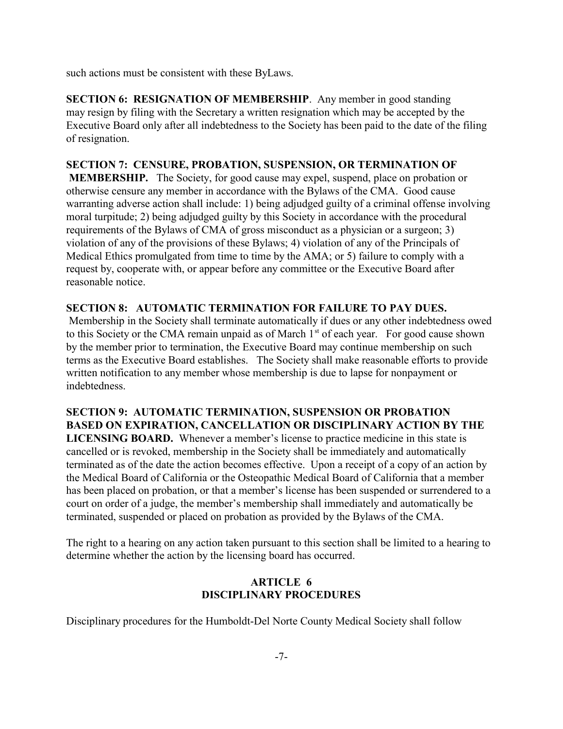such actions must be consistent with these ByLaws.

**SECTION 6: RESIGNATION OF MEMBERSHIP**. Any member in good standing may resign by filing with the Secretary a written resignation which may be accepted by the Executive Board only after all indebtedness to the Society has been paid to the date of the filing of resignation.

**SECTION 7: CENSURE, PROBATION, SUSPENSION, OR TERMINATION OF MEMBERSHIP.** The Society, for good cause may expel, suspend, place on probation or otherwise censure any member in accordance with the Bylaws of the CMA. Good cause warranting adverse action shall include: 1) being adjudged guilty of a criminal offense involving moral turpitude; 2) being adjudged guilty by this Society in accordance with the procedural requirements of the Bylaws of CMA of gross misconduct as a physician or a surgeon; 3) violation of any of the provisions of these Bylaws; 4) violation of any of the Principals of Medical Ethics promulgated from time to time by the AMA; or 5) failure to comply with a request by, cooperate with, or appear before any committee or the Executive Board after reasonable notice.

**SECTION 8: AUTOMATIC TERMINATION FOR FAILURE TO PAY DUES.** Membership in the Society shall terminate automatically if dues or any other indebtedness owed to this Society or the CMA remain unpaid as of March 1st of each year. For good cause shown by the member prior to termination, the Executive Board may continue membership on such terms as the Executive Board establishes. The Society shall make reasonable efforts to provide written notification to any member whose membership is due to lapse for nonpayment or indebtedness.

**SECTION 9: AUTOMATIC TERMINATION, SUSPENSION OR PROBATION BASED ON EXPIRATION, CANCELLATION OR DISCIPLINARY ACTION BY THE LICENSING BOARD.** Whenever a member's license to practice medicine in this state is cancelled or is revoked, membership in the Society shall be immediately and automatically terminated as of the date the action becomes effective. Upon a receipt of a copy of an action by the Medical Board of California or the Osteopathic Medical Board of California that a member has been placed on probation, or that a member's license has been suspended or surrendered to a court on order of a judge, the member's membership shall immediately and automatically be terminated, suspended or placed on probation as provided by the Bylaws of the CMA.

The right to a hearing on any action taken pursuant to this section shall be limited to a hearing to determine whether the action by the licensing board has occurred.

## ARTICLE 6
## DISCIPLINARY PROCEDURES

Disciplinary procedures for the Humboldt-Del Norte County Medical Society shall follow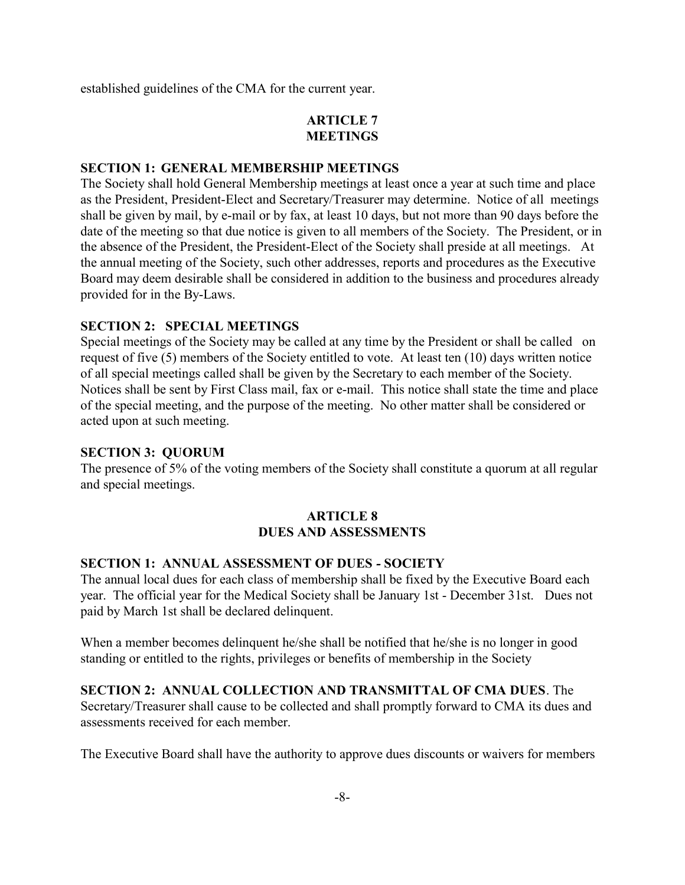established guidelines of the CMA for the current year.

## ARTICLE 7
## MEETINGS

**SECTION 1: GENERAL MEMBERSHIP MEETINGS**

The Society shall hold General Membership meetings at least once a year at such time and place as the President, President-Elect and Secretary/Treasurer may determine. Notice of all meetings shall be given by mail, by e-mail or by fax, at least 10 days, but not more than 90 days before the date of the meeting so that due notice is given to all members of the Society. The President, or in the absence of the President, the President-Elect of the Society shall preside at all meetings. At the annual meeting of the Society, such other addresses, reports and procedures as the Executive Board may deem desirable shall be considered in addition to the business and procedures already provided for in the By-Laws.

**SECTION 2: SPECIAL MEETINGS**

Special meetings of the Society may be called at any time by the President or shall be called on request of five (5) members of the Society entitled to vote. At least ten (10) days written notice of all special meetings called shall be given by the Secretary to each member of the Society. Notices shall be sent by First Class mail, fax or e-mail. This notice shall state the time and place of the special meeting, and the purpose of the meeting. No other matter shall be considered or acted upon at such meeting.

**SECTION 3: QUORUM**

The presence of 5% of the voting members of the Society shall constitute a quorum at all regular and special meetings.

## ARTICLE 8
## DUES AND ASSESSMENTS

**SECTION 1: ANNUAL ASSESSMENT OF DUES - SOCIETY**

The annual local dues for each class of membership shall be fixed by the Executive Board each year. The official year for the Medical Society shall be January 1st - December 31st. Dues not paid by March 1st shall be declared delinquent.

When a member becomes delinquent he/she shall be notified that he/she is no longer in good standing or entitled to the rights, privileges or benefits of membership in the Society

**SECTION 2: ANNUAL COLLECTION AND TRANSMITTAL OF CMA DUES**. The Secretary/Treasurer shall cause to be collected and shall promptly forward to CMA its dues and assessments received for each member.

The Executive Board shall have the authority to approve dues discounts or waivers for members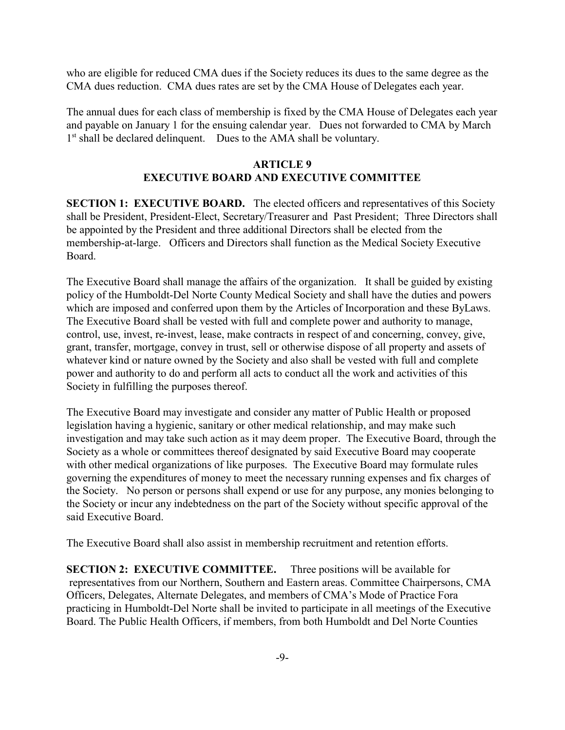who are eligible for reduced CMA dues if the Society reduces its dues to the same degree as the CMA dues reduction. CMA dues rates are set by the CMA House of Delegates each year.

The annual dues for each class of membership is fixed by the CMA House of Delegates each year and payable on January 1 for the ensuing calendar year. Dues not forwarded to CMA by March 1st shall be declared delinquent. Dues to the AMA shall be voluntary.

## ARTICLE 9
## EXECUTIVE BOARD AND EXECUTIVE COMMITTEE

**SECTION 1: EXECUTIVE BOARD.** The elected officers and representatives of this Society shall be President, President-Elect, Secretary/Treasurer and Past President; Three Directors shall be appointed by the President and three additional Directors shall be elected from the membership-at-large. Officers and Directors shall function as the Medical Society Executive Board.

The Executive Board shall manage the affairs of the organization. It shall be guided by existing policy of the Humboldt-Del Norte County Medical Society and shall have the duties and powers which are imposed and conferred upon them by the Articles of Incorporation and these ByLaws. The Executive Board shall be vested with full and complete power and authority to manage, control, use, invest, re-invest, lease, make contracts in respect of and concerning, convey, give, grant, transfer, mortgage, convey in trust, sell or otherwise dispose of all property and assets of whatever kind or nature owned by the Society and also shall be vested with full and complete power and authority to do and perform all acts to conduct all the work and activities of this Society in fulfilling the purposes thereof.

The Executive Board may investigate and consider any matter of Public Health or proposed legislation having a hygienic, sanitary or other medical relationship, and may make such investigation and may take such action as it may deem proper. The Executive Board, through the Society as a whole or committees thereof designated by said Executive Board may cooperate with other medical organizations of like purposes. The Executive Board may formulate rules governing the expenditures of money to meet the necessary running expenses and fix charges of the Society. No person or persons shall expend or use for any purpose, any monies belonging to the Society or incur any indebtedness on the part of the Society without specific approval of the said Executive Board.

The Executive Board shall also assist in membership recruitment and retention efforts.

**SECTION 2: EXECUTIVE COMMITTEE.** Three positions will be available for representatives from our Northern, Southern and Eastern areas. Committee Chairpersons, CMA Officers, Delegates, Alternate Delegates, and members of CMA's Mode of Practice Fora practicing in Humboldt-Del Norte shall be invited to participate in all meetings of the Executive Board. The Public Health Officers, if members, from both Humboldt and Del Norte Counties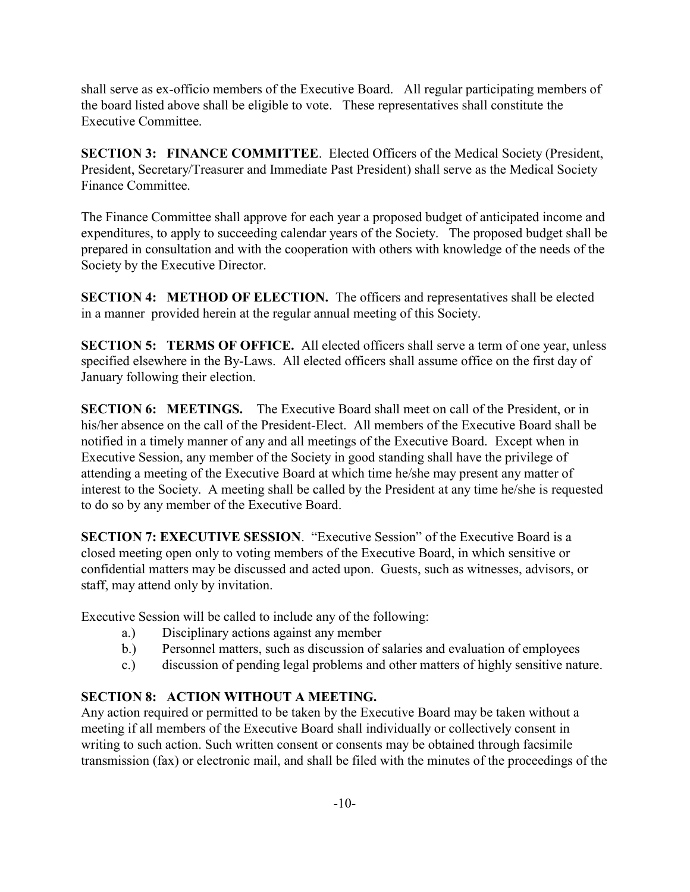shall serve as ex-officio members of the Executive Board. All regular participating members of the board listed above shall be eligible to vote. These representatives shall constitute the Executive Committee.

**SECTION 3: FINANCE COMMITTEE**. Elected Officers of the Medical Society (President, President, Secretary/Treasurer and Immediate Past President) shall serve as the Medical Society Finance Committee.

The Finance Committee shall approve for each year a proposed budget of anticipated income and expenditures, to apply to succeeding calendar years of the Society. The proposed budget shall be prepared in consultation and with the cooperation with others with knowledge of the needs of the Society by the Executive Director.

**SECTION 4: METHOD OF ELECTION.** The officers and representatives shall be elected in a manner provided herein at the regular annual meeting of this Society.

**SECTION 5: TERMS OF OFFICE.** All elected officers shall serve a term of one year, unless specified elsewhere in the By-Laws. All elected officers shall assume office on the first day of January following their election.

**SECTION 6: MEETINGS.** The Executive Board shall meet on call of the President, or in his/her absence on the call of the President-Elect. All members of the Executive Board shall be notified in a timely manner of any and all meetings of the Executive Board. Except when in Executive Session, any member of the Society in good standing shall have the privilege of attending a meeting of the Executive Board at which time he/she may present any matter of interest to the Society. A meeting shall be called by the President at any time he/she is requested to do so by any member of the Executive Board.

**SECTION 7: EXECUTIVE SESSION**. "Executive Session" of the Executive Board is a closed meeting open only to voting members of the Executive Board, in which sensitive or confidential matters may be discussed and acted upon. Guests, such as witnesses, advisors, or staff, may attend only by invitation.

Executive Session will be called to include any of the following:

a.) Disciplinary actions against any member

b.) Personnel matters, such as discussion of salaries and evaluation of employees

c.) discussion of pending legal problems and other matters of highly sensitive nature.

**SECTION 8: ACTION WITHOUT A MEETING.**

Any action required or permitted to be taken by the Executive Board may be taken without a meeting if all members of the Executive Board shall individually or collectively consent in writing to such action. Such written consent or consents may be obtained through facsimile transmission (fax) or electronic mail, and shall be filed with the minutes of the proceedings of the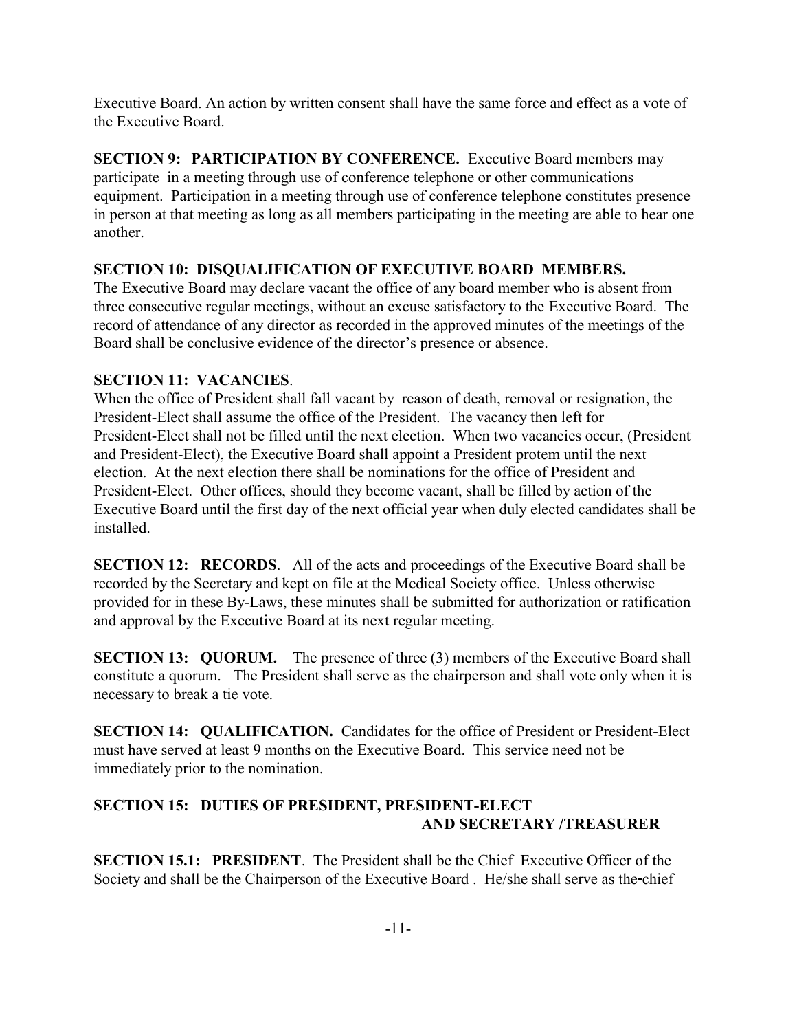Executive Board. An action by written consent shall have the same force and effect as a vote of the Executive Board.

**SECTION 9: PARTICIPATION BY CONFERENCE.** Executive Board members may participate in a meeting through use of conference telephone or other communications equipment. Participation in a meeting through use of conference telephone constitutes presence in person at that meeting as long as all members participating in the meeting are able to hear one another.

**SECTION 10: DISQUALIFICATION OF EXECUTIVE BOARD MEMBERS.**
The Executive Board may declare vacant the office of any board member who is absent from three consecutive regular meetings, without an excuse satisfactory to the Executive Board. The record of attendance of any director as recorded in the approved minutes of the meetings of the Board shall be conclusive evidence of the director's presence or absence.

**SECTION 11: VACANCIES**.
When the office of President shall fall vacant by reason of death, removal or resignation, the President-Elect shall assume the office of the President. The vacancy then left for President-Elect shall not be filled until the next election. When two vacancies occur, (President and President-Elect), the Executive Board shall appoint a President protem until the next election. At the next election there shall be nominations for the office of President and President-Elect. Other offices, should they become vacant, shall be filled by action of the Executive Board until the first day of the next official year when duly elected candidates shall be installed.

**SECTION 12: RECORDS**. All of the acts and proceedings of the Executive Board shall be recorded by the Secretary and kept on file at the Medical Society office. Unless otherwise provided for in these By-Laws, these minutes shall be submitted for authorization or ratification and approval by the Executive Board at its next regular meeting.

**SECTION 13: QUORUM.** The presence of three (3) members of the Executive Board shall constitute a quorum. The President shall serve as the chairperson and shall vote only when it is necessary to break a tie vote.

**SECTION 14: QUALIFICATION.** Candidates for the office of President or President-Elect must have served at least 9 months on the Executive Board. This service need not be immediately prior to the nomination.

**SECTION 15: DUTIES OF PRESIDENT, PRESIDENT-ELECT AND SECRETARY /TREASURER**

**SECTION 15.1: PRESIDENT**. The President shall be the Chief Executive Officer of the Society and shall be the Chairperson of the Executive Board . He/she shall serve as the chief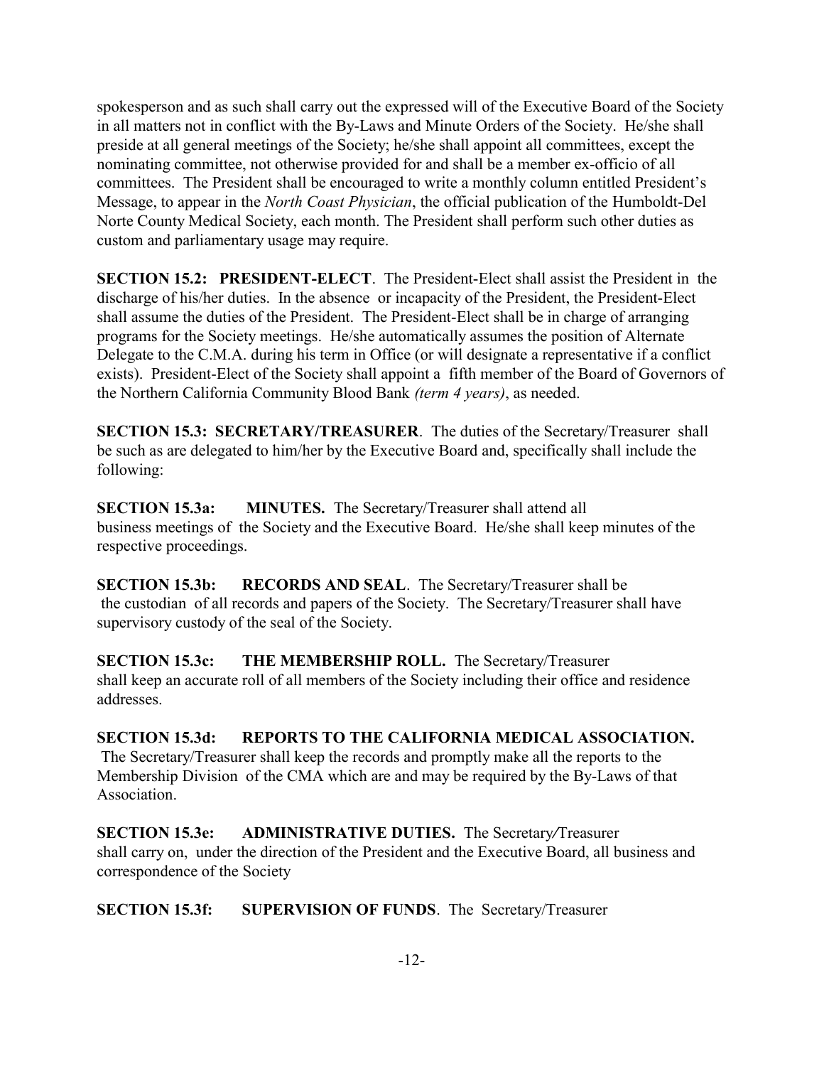spokesperson and as such shall carry out the expressed will of the Executive Board of the Society in all matters not in conflict with the By-Laws and Minute Orders of the Society. He/she shall preside at all general meetings of the Society; he/she shall appoint all committees, except the nominating committee, not otherwise provided for and shall be a member ex-officio of all committees. The President shall be encouraged to write a monthly column entitled President's Message, to appear in the *North Coast Physician*, the official publication of the Humboldt-Del Norte County Medical Society, each month. The President shall perform such other duties as custom and parliamentary usage may require.

**SECTION 15.2: PRESIDENT-ELECT**. The President-Elect shall assist the President in the discharge of his/her duties. In the absence or incapacity of the President, the President-Elect shall assume the duties of the President. The President-Elect shall be in charge of arranging programs for the Society meetings. He/she automatically assumes the position of Alternate Delegate to the C.M.A. during his term in Office (or will designate a representative if a conflict exists). President-Elect of the Society shall appoint a fifth member of the Board of Governors of the Northern California Community Blood Bank *(term 4 years)*, as needed.

**SECTION 15.3: SECRETARY/TREASURER**. The duties of the Secretary/Treasurer shall be such as are delegated to him/her by the Executive Board and, specifically shall include the following:

**SECTION 15.3a: MINUTES.** The Secretary/Treasurer shall attend all business meetings of the Society and the Executive Board. He/she shall keep minutes of the respective proceedings.

**SECTION 15.3b: RECORDS AND SEAL**. The Secretary/Treasurer shall be the custodian of all records and papers of the Society. The Secretary/Treasurer shall have supervisory custody of the seal of the Society.

**SECTION 15.3c: THE MEMBERSHIP ROLL.** The Secretary/Treasurer shall keep an accurate roll of all members of the Society including their office and residence addresses.

**SECTION 15.3d: REPORTS TO THE CALIFORNIA MEDICAL ASSOCIATION.** The Secretary/Treasurer shall keep the records and promptly make all the reports to the Membership Division of the CMA which are and may be required by the By-Laws of that Association.

**SECTION 15.3e: ADMINISTRATIVE DUTIES.** The Secretary/Treasurer shall carry on, under the direction of the President and the Executive Board, all business and correspondence of the Society

**SECTION 15.3f: SUPERVISION OF FUNDS**. The Secretary/Treasurer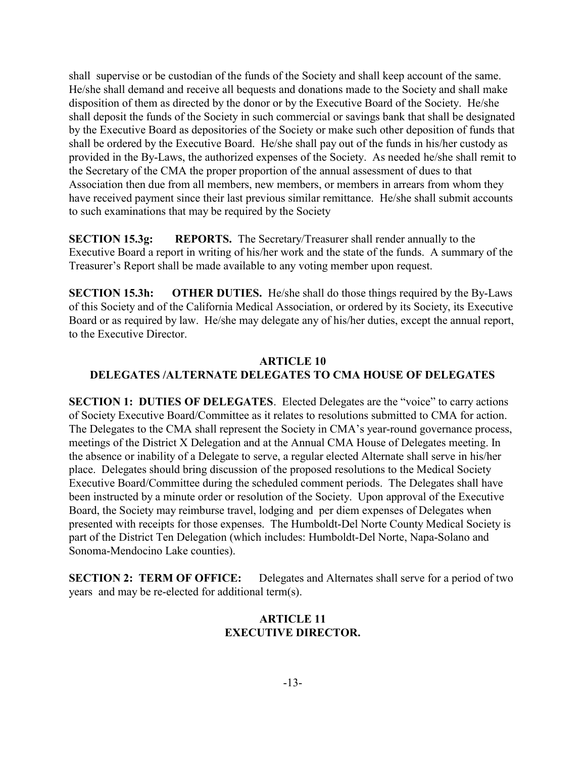shall supervise or be custodian of the funds of the Society and shall keep account of the same. He/she shall demand and receive all bequests and donations made to the Society and shall make disposition of them as directed by the donor or by the Executive Board of the Society. He/she shall deposit the funds of the Society in such commercial or savings bank that shall be designated by the Executive Board as depositories of the Society or make such other deposition of funds that shall be ordered by the Executive Board. He/she shall pay out of the funds in his/her custody as provided in the By-Laws, the authorized expenses of the Society. As needed he/she shall remit to the Secretary of the CMA the proper proportion of the annual assessment of dues to that Association then due from all members, new members, or members in arrears from whom they have received payment since their last previous similar remittance. He/she shall submit accounts to such examinations that may be required by the Society

**SECTION 15.3g: REPORTS.** The Secretary/Treasurer shall render annually to the Executive Board a report in writing of his/her work and the state of the funds. A summary of the Treasurer's Report shall be made available to any voting member upon request.

**SECTION 15.3h: OTHER DUTIES.** He/she shall do those things required by the By-Laws of this Society and of the California Medical Association, or ordered by its Society, its Executive Board or as required by law. He/she may delegate any of his/her duties, except the annual report, to the Executive Director.

## ARTICLE 10
## DELEGATES /ALTERNATE DELEGATES TO CMA HOUSE OF DELEGATES

**SECTION 1: DUTIES OF DELEGATES**. Elected Delegates are the "voice" to carry actions of Society Executive Board/Committee as it relates to resolutions submitted to CMA for action. The Delegates to the CMA shall represent the Society in CMA's year-round governance process, meetings of the District X Delegation and at the Annual CMA House of Delegates meeting. In the absence or inability of a Delegate to serve, a regular elected Alternate shall serve in his/her place. Delegates should bring discussion of the proposed resolutions to the Medical Society Executive Board/Committee during the scheduled comment periods. The Delegates shall have been instructed by a minute order or resolution of the Society. Upon approval of the Executive Board, the Society may reimburse travel, lodging and per diem expenses of Delegates when presented with receipts for those expenses. The Humboldt-Del Norte County Medical Society is part of the District Ten Delegation (which includes: Humboldt-Del Norte, Napa-Solano and Sonoma-Mendocino Lake counties).

**SECTION 2: TERM OF OFFICE:** Delegates and Alternates shall serve for a period of two years and may be re-elected for additional term(s).

## ARTICLE 11
## EXECUTIVE DIRECTOR.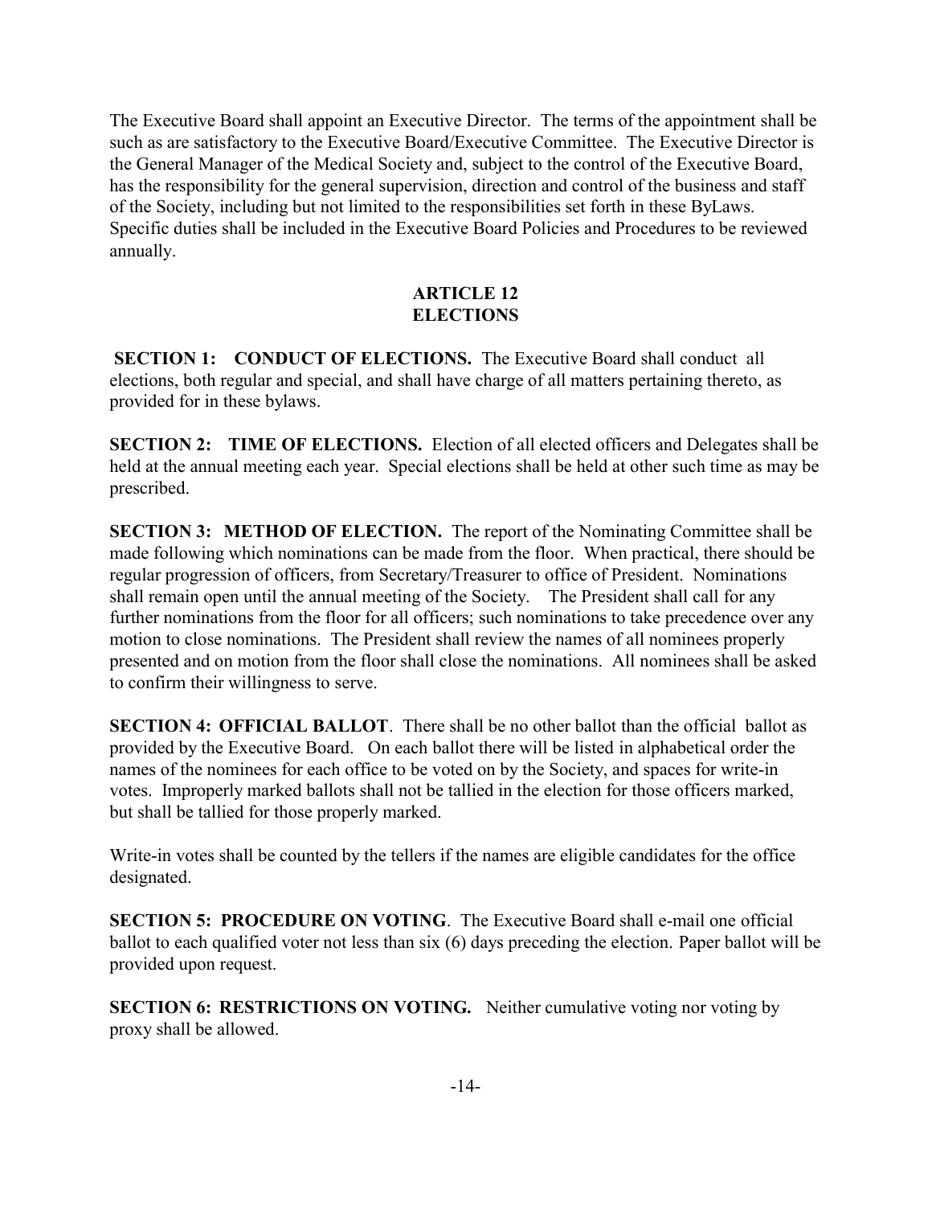The Executive Board shall appoint an Executive Director. The terms of the appointment shall be such as are satisfactory to the Executive Board/Executive Committee. The Executive Director is the General Manager of the Medical Society and, subject to the control of the Executive Board, has the responsibility for the general supervision, direction and control of the business and staff of the Society, including but not limited to the responsibilities set forth in these ByLaws. Specific duties shall be included in the Executive Board Policies and Procedures to be reviewed annually.

## ARTICLE 12
## ELECTIONS

**SECTION 1: CONDUCT OF ELECTIONS.** The Executive Board shall conduct all elections, both regular and special, and shall have charge of all matters pertaining thereto, as provided for in these bylaws.

**SECTION 2: TIME OF ELECTIONS.** Election of all elected officers and Delegates shall be held at the annual meeting each year. Special elections shall be held at other such time as may be prescribed.

**SECTION 3: METHOD OF ELECTION.** The report of the Nominating Committee shall be made following which nominations can be made from the floor. When practical, there should be regular progression of officers, from Secretary/Treasurer to office of President. Nominations shall remain open until the annual meeting of the Society. The President shall call for any further nominations from the floor for all officers; such nominations to take precedence over any motion to close nominations. The President shall review the names of all nominees properly presented and on motion from the floor shall close the nominations. All nominees shall be asked to confirm their willingness to serve.

**SECTION 4: OFFICIAL BALLOT**. There shall be no other ballot than the official ballot as provided by the Executive Board. On each ballot there will be listed in alphabetical order the names of the nominees for each office to be voted on by the Society, and spaces for write-in votes. Improperly marked ballots shall not be tallied in the election for those officers marked, but shall be tallied for those properly marked.

Write-in votes shall be counted by the tellers if the names are eligible candidates for the office designated.

**SECTION 5: PROCEDURE ON VOTING**. The Executive Board shall e-mail one official ballot to each qualified voter not less than six (6) days preceding the election. Paper ballot will be provided upon request.

**SECTION 6: RESTRICTIONS ON VOTING.** Neither cumulative voting nor voting by proxy shall be allowed.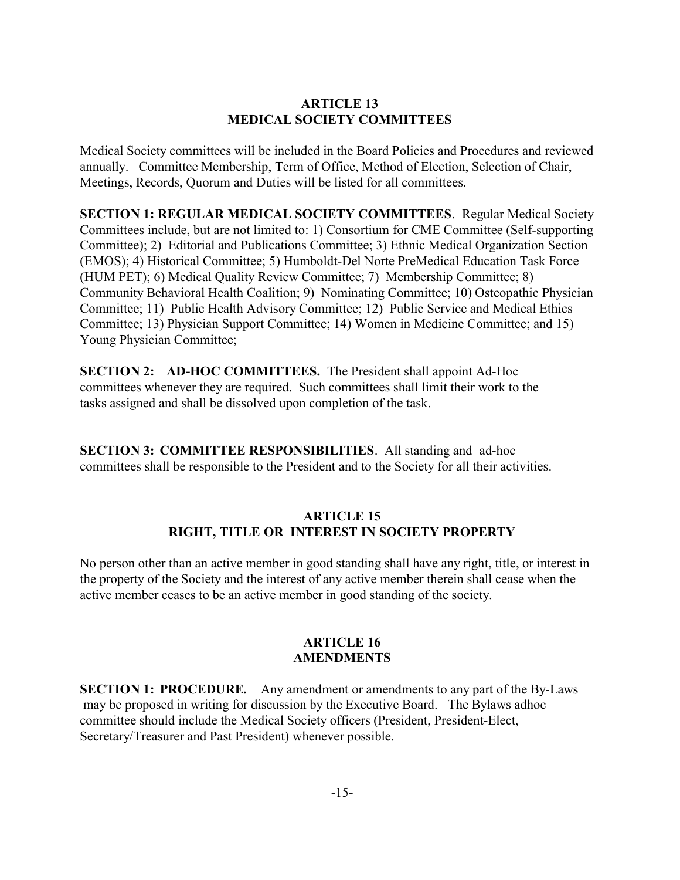## ARTICLE 13
## MEDICAL SOCIETY COMMITTEES

Medical Society committees will be included in the Board Policies and Procedures and reviewed annually. Committee Membership, Term of Office, Method of Election, Selection of Chair, Meetings, Records, Quorum and Duties will be listed for all committees.

**SECTION 1: REGULAR MEDICAL SOCIETY COMMITTEES**. Regular Medical Society Committees include, but are not limited to: 1) Consortium for CME Committee (Self-supporting Committee); 2) Editorial and Publications Committee; 3) Ethnic Medical Organization Section (EMOS); 4) Historical Committee; 5) Humboldt-Del Norte PreMedical Education Task Force (HUM PET); 6) Medical Quality Review Committee; 7) Membership Committee; 8) Community Behavioral Health Coalition; 9) Nominating Committee; 10) Osteopathic Physician Committee; 11) Public Health Advisory Committee; 12) Public Service and Medical Ethics Committee; 13) Physician Support Committee; 14) Women in Medicine Committee; and 15) Young Physician Committee;

**SECTION 2: AD-HOC COMMITTEES.** The President shall appoint Ad-Hoc committees whenever they are required. Such committees shall limit their work to the tasks assigned and shall be dissolved upon completion of the task.

**SECTION 3: COMMITTEE RESPONSIBILITIES**. All standing and ad-hoc committees shall be responsible to the President and to the Society for all their activities.

## ARTICLE 15
## RIGHT, TITLE OR INTEREST IN SOCIETY PROPERTY

No person other than an active member in good standing shall have any right, title, or interest in the property of the Society and the interest of any active member therein shall cease when the active member ceases to be an active member in good standing of the society.

## ARTICLE 16
## AMENDMENTS

**SECTION 1: PROCEDURE.** Any amendment or amendments to any part of the By-Laws may be proposed in writing for discussion by the Executive Board. The Bylaws adhoc committee should include the Medical Society officers (President, President-Elect, Secretary/Treasurer and Past President) whenever possible.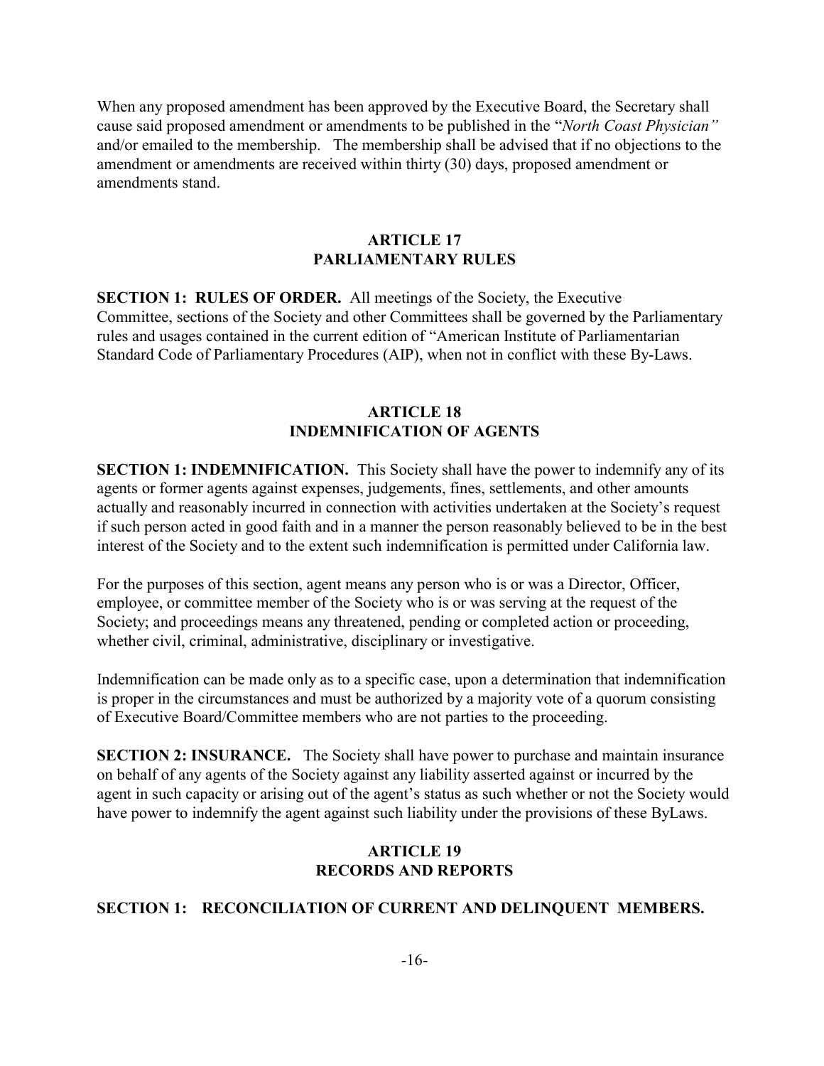When any proposed amendment has been approved by the Executive Board, the Secretary shall cause said proposed amendment or amendments to be published in the "*North Coast Physician"* and/or emailed to the membership. The membership shall be advised that if no objections to the amendment or amendments are received within thirty (30) days, proposed amendment or amendments stand.

## ARTICLE 17
## PARLIAMENTARY RULES

**SECTION 1: RULES OF ORDER.** All meetings of the Society, the Executive Committee, sections of the Society and other Committees shall be governed by the Parliamentary rules and usages contained in the current edition of "American Institute of Parliamentarian Standard Code of Parliamentary Procedures (AIP), when not in conflict with these By-Laws.

## ARTICLE 18
## INDEMNIFICATION OF AGENTS

**SECTION 1: INDEMNIFICATION.** This Society shall have the power to indemnify any of its agents or former agents against expenses, judgements, fines, settlements, and other amounts actually and reasonably incurred in connection with activities undertaken at the Society's request if such person acted in good faith and in a manner the person reasonably believed to be in the best interest of the Society and to the extent such indemnification is permitted under California law.

For the purposes of this section, agent means any person who is or was a Director, Officer, employee, or committee member of the Society who is or was serving at the request of the Society; and proceedings means any threatened, pending or completed action or proceeding, whether civil, criminal, administrative, disciplinary or investigative.

Indemnification can be made only as to a specific case, upon a determination that indemnification is proper in the circumstances and must be authorized by a majority vote of a quorum consisting of Executive Board/Committee members who are not parties to the proceeding.

**SECTION 2: INSURANCE.** The Society shall have power to purchase and maintain insurance on behalf of any agents of the Society against any liability asserted against or incurred by the agent in such capacity or arising out of the agent's status as such whether or not the Society would have power to indemnify the agent against such liability under the provisions of these ByLaws.

## ARTICLE 19
## RECORDS AND REPORTS

**SECTION 1: RECONCILIATION OF CURRENT AND DELINQUENT MEMBERS.**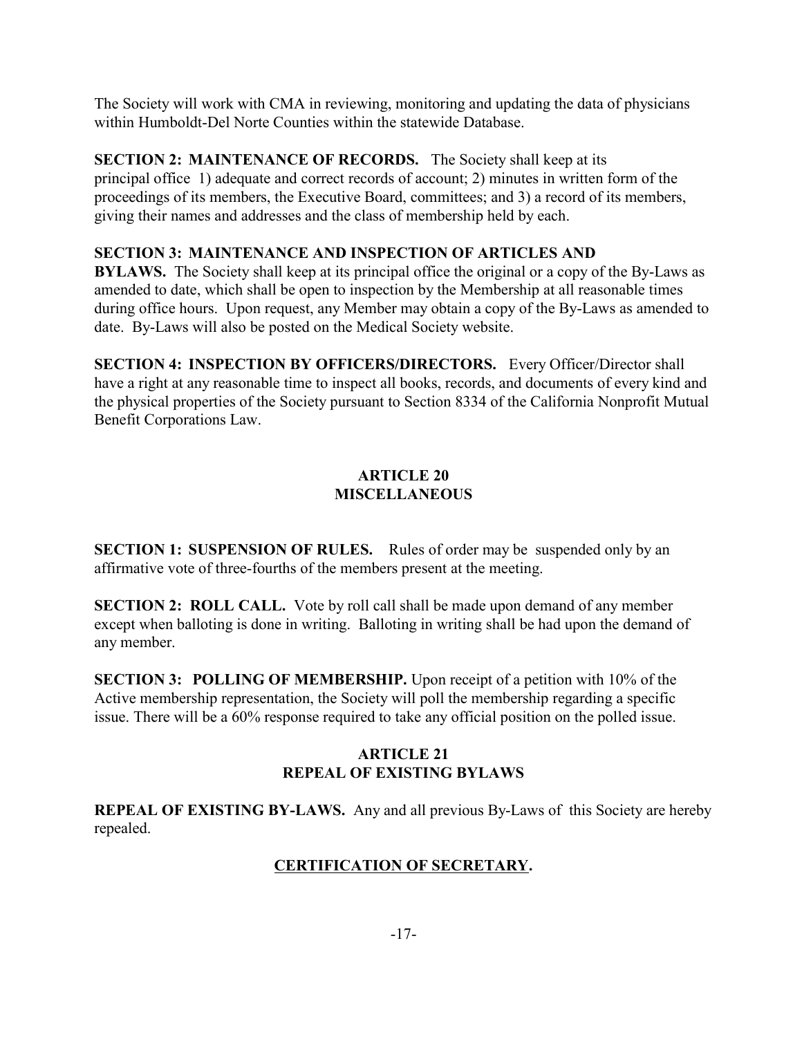The Society will work with CMA in reviewing, monitoring and updating the data of physicians within Humboldt-Del Norte Counties within the statewide Database.

**SECTION 2: MAINTENANCE OF RECORDS.** The Society shall keep at its principal office 1) adequate and correct records of account; 2) minutes in written form of the proceedings of its members, the Executive Board, committees; and 3) a record of its members, giving their names and addresses and the class of membership held by each.

**SECTION 3: MAINTENANCE AND INSPECTION OF ARTICLES AND BYLAWS.** The Society shall keep at its principal office the original or a copy of the By-Laws as amended to date, which shall be open to inspection by the Membership at all reasonable times during office hours. Upon request, any Member may obtain a copy of the By-Laws as amended to date. By-Laws will also be posted on the Medical Society website.

**SECTION 4: INSPECTION BY OFFICERS/DIRECTORS.** Every Officer/Director shall have a right at any reasonable time to inspect all books, records, and documents of every kind and the physical properties of the Society pursuant to Section 8334 of the California Nonprofit Mutual Benefit Corporations Law.

## ARTICLE 20
## MISCELLANEOUS

**SECTION 1: SUSPENSION OF RULES.** Rules of order may be suspended only by an affirmative vote of three-fourths of the members present at the meeting.

**SECTION 2: ROLL CALL.** Vote by roll call shall be made upon demand of any member except when balloting is done in writing. Balloting in writing shall be had upon the demand of any member.

**SECTION 3: POLLING OF MEMBERSHIP.** Upon receipt of a petition with 10% of the Active membership representation, the Society will poll the membership regarding a specific issue. There will be a 60% response required to take any official position on the polled issue.

## ARTICLE 21
## REPEAL OF EXISTING BYLAWS

**REPEAL OF EXISTING BY-LAWS.** Any and all previous By-Laws of this Society are hereby repealed.

**CERTIFICATION OF SECRETARY.**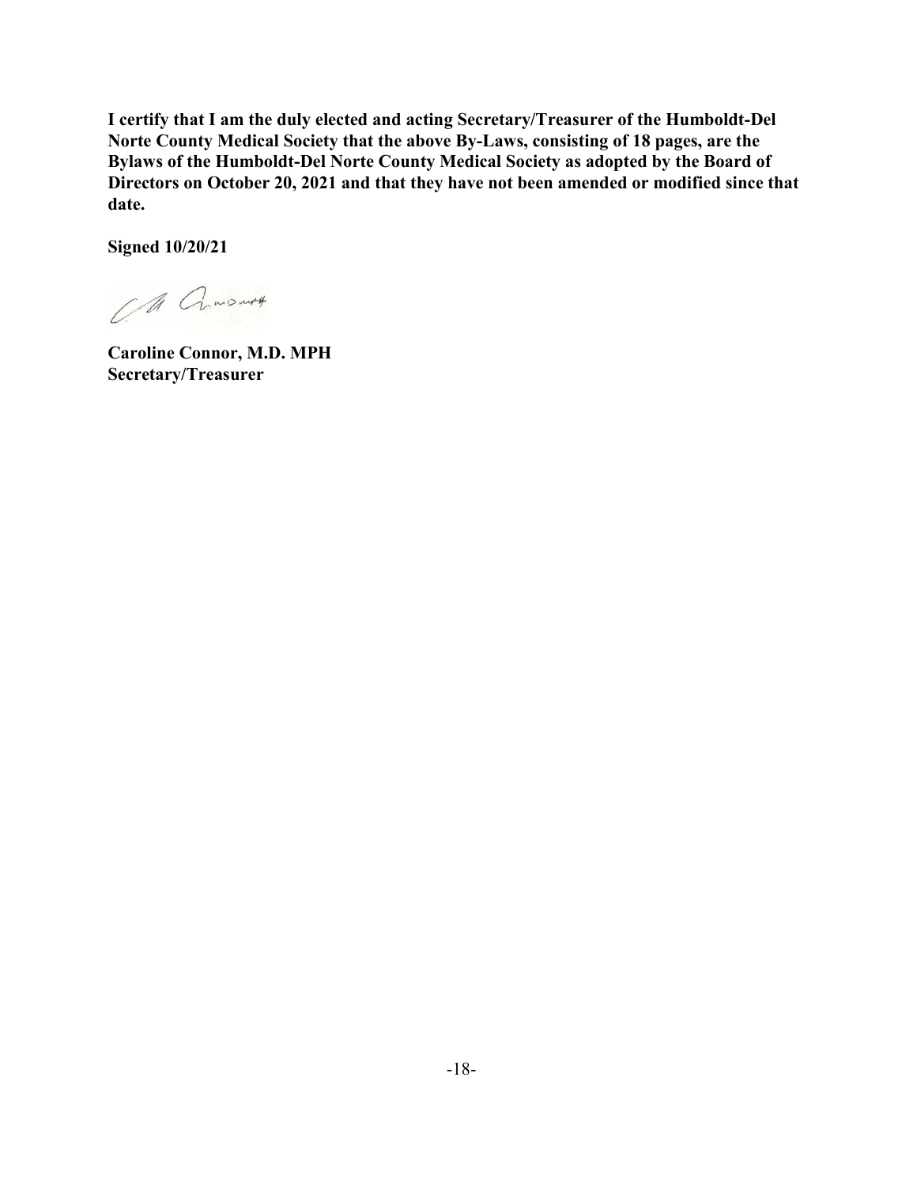**I certify that I am the duly elected and acting Secretary/Treasurer of the Humboldt-Del Norte County Medical Society that the above By-Laws, consisting of 18 pages, are the Bylaws of the Humboldt-Del Norte County Medical Society as adopted by the Board of Directors on October 20, 2021 and that they have not been amended or modified since that date.**

**Signed 10/20/21**

**Caroline Connor, M.D. MPH**
**Secretary/Treasurer**